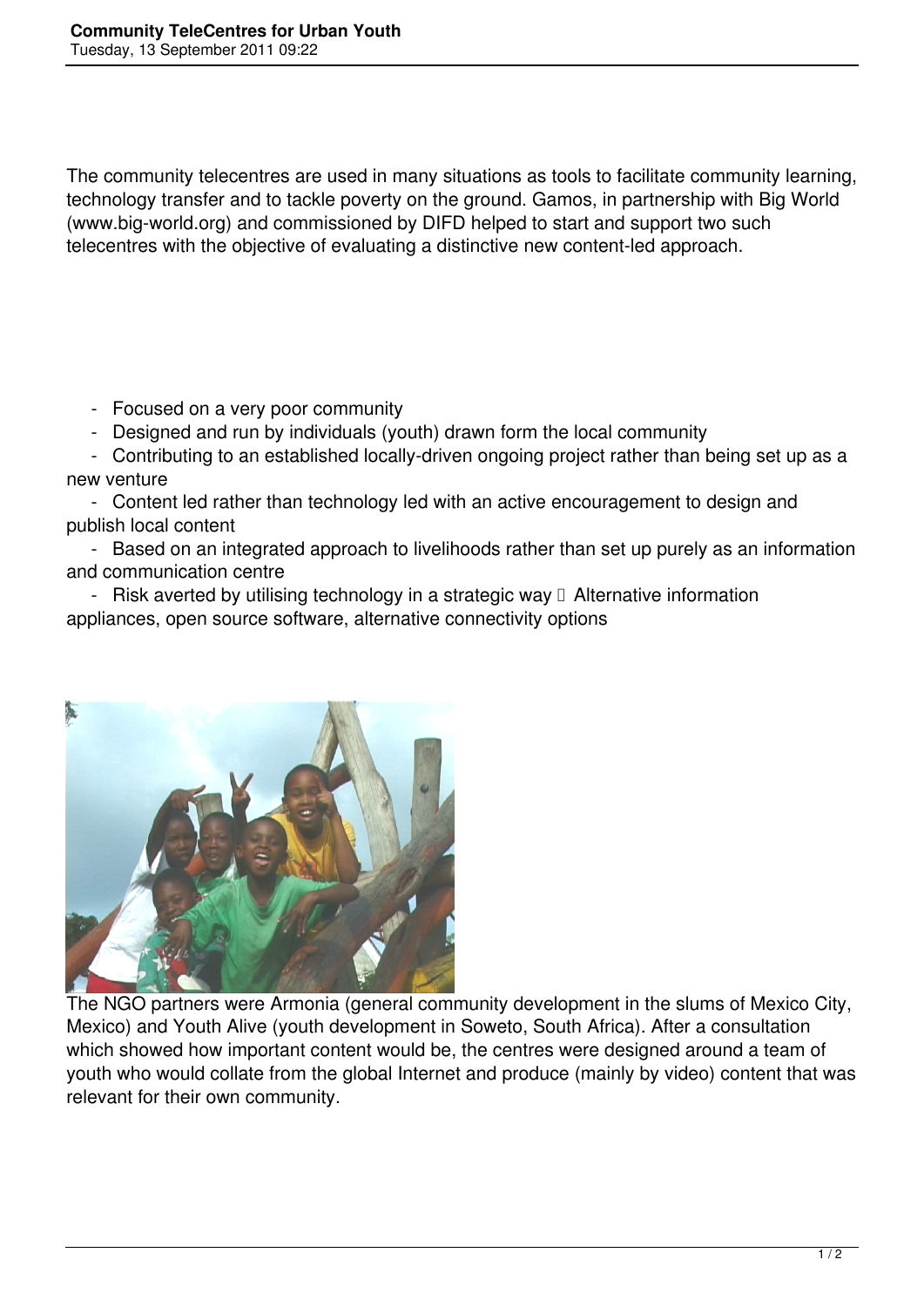The community telecentres are used in many situations as tools to facilitate community learning, technology transfer and to tackle poverty on the ground. Gamos, in partnership with Big World (www.big-world.org) and commissioned by DIFD helped to start and support two such telecentres with the objective of evaluating a distinctive new content-led approach.

- Focused on a very poor community
- Designed and run by individuals (youth) drawn form the local community
- Contributing to an established locally-driven ongoing project rather than being set up as a new venture
- Content led rather than technology led with an active encouragement to design and publish local content
- Based on an integrated approach to livelihoods rather than set up purely as an information and communication centre
- Risk averted by utilising technology in a strategic way  Alternative information appliances, open source software, alternative connectivity options

The NGO partners were Armonia (general community development in the slums of Mexico City, Mexico) and Youth Alive (youth development in Soweto, South Africa). After a consultation which showed how important content would be, the centres were designed around a team of youth who would collate from the global Internet and produce (mainly by video) content that was relevant for their own community.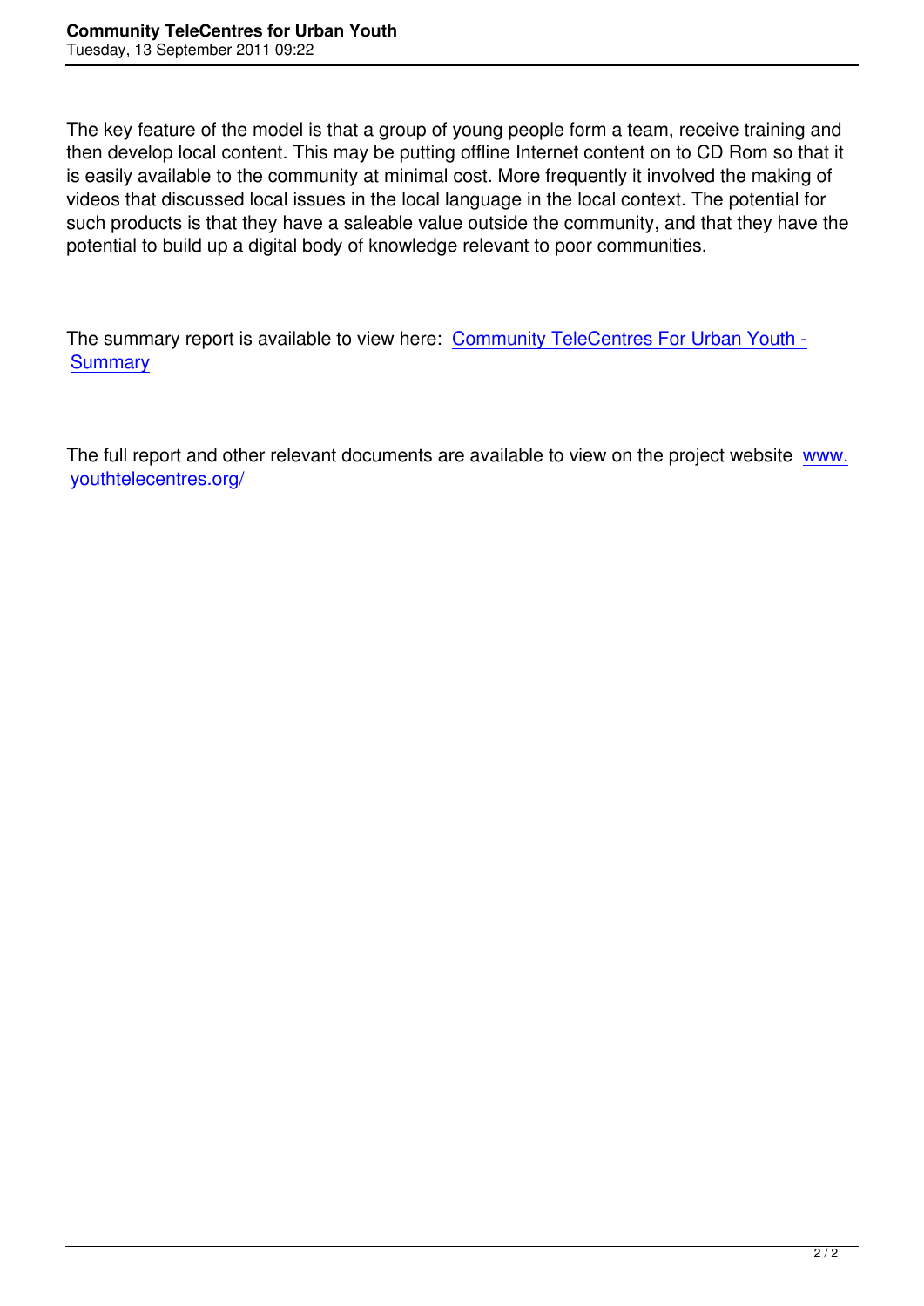The key feature of the model is that a group of young people form a team, receive training and then develop local content. This may be putting offline Internet content on to CD Rom so that it is easily available to the community at minimal cost. More frequently it involved the making of videos that discussed local issues in the local language in the local context. The potential for such products is that they have a saleable value outside the community, and that they have the potential to build up a digital body of knowledge relevant to poor communities.

The summary report is available to view here: Community TeleCentres For Urban Youth - Summary

The full report and other relevant documents are available to view on the project website www.youthtelecentres.org/